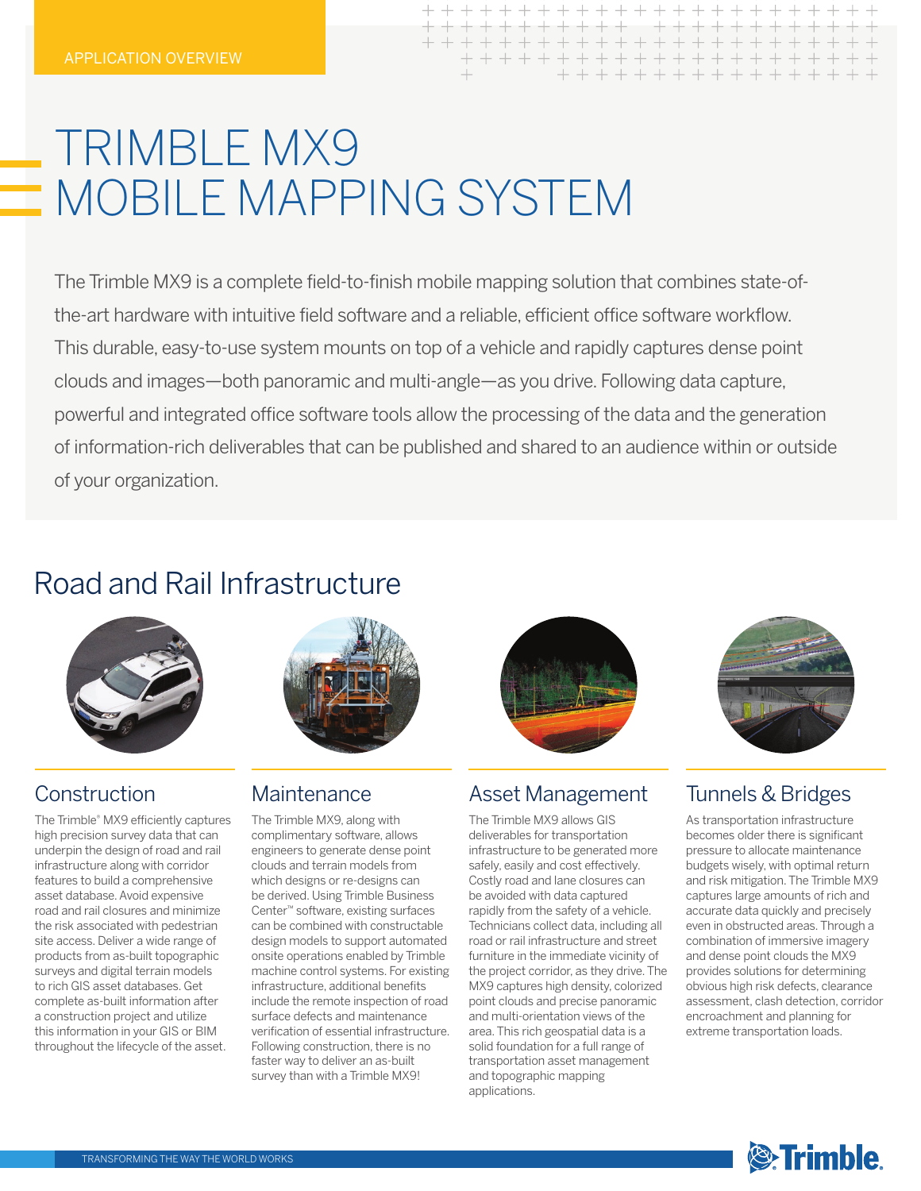APPLICATION OVERVIEW

# TRIMBLE MX9 MOBILE MAPPING SYSTEM

The Trimble MX9 is a complete field-to-finish mobile mapping solution that combines state-of-the-art hardware with intuitive field software and a reliable, efficient office software workflow. This durable, easy-to-use system mounts on top of a vehicle and rapidly captures dense point clouds and images—both panoramic and multi-angle—as you drive. Following data capture, powerful and integrated office software tools allow the processing of the data and the generation of information-rich deliverables that can be published and shared to an audience within or outside of your organization.

## Road and Rail Infrastructure

### Construction

The Trimble® MX9 efficiently captures high precision survey data that can underpin the design of road and rail infrastructure along with corridor features to build a comprehensive asset database. Avoid expensive road and rail closures and minimize the risk associated with pedestrian site access. Deliver a wide range of products from as-built topographic surveys and digital terrain models to rich GIS asset databases. Get complete as-built information after a construction project and utilize this information in your GIS or BIM throughout the lifecycle of the asset.

### Maintenance

The Trimble MX9, along with complimentary software, allows engineers to generate dense point clouds and terrain models from which designs or re-designs can be derived. Using Trimble Business Center™ software, existing surfaces can be combined with constructable design models to support automated onsite operations enabled by Trimble machine control systems. For existing infrastructure, additional benefits include the remote inspection of road surface defects and maintenance verification of essential infrastructure. Following construction, there is no faster way to deliver an as-built survey than with a Trimble MX9!

### Asset Management

The Trimble MX9 allows GIS deliverables for transportation infrastructure to be generated more safely, easily and cost effectively. Costly road and lane closures can be avoided with data captured rapidly from the safety of a vehicle. Technicians collect data, including all road or rail infrastructure and street furniture in the immediate vicinity of the project corridor, as they drive. The MX9 captures high density, colorized point clouds and precise panoramic and multi-orientation views of the area. This rich geospatial data is a solid foundation for a full range of transportation asset management and topographic mapping applications.

### Tunnels & Bridges

As transportation infrastructure becomes older there is significant pressure to allocate maintenance budgets wisely, with optimal return and risk mitigation. The Trimble MX9 captures large amounts of rich and accurate data quickly and precisely even in obstructed areas. Through a combination of immersive imagery and dense point clouds the MX9 provides solutions for determining obvious high risk defects, clearance assessment, clash detection, corridor encroachment and planning for extreme transportation loads.

TRANSFORMING THE WAY THE WORLD WORKS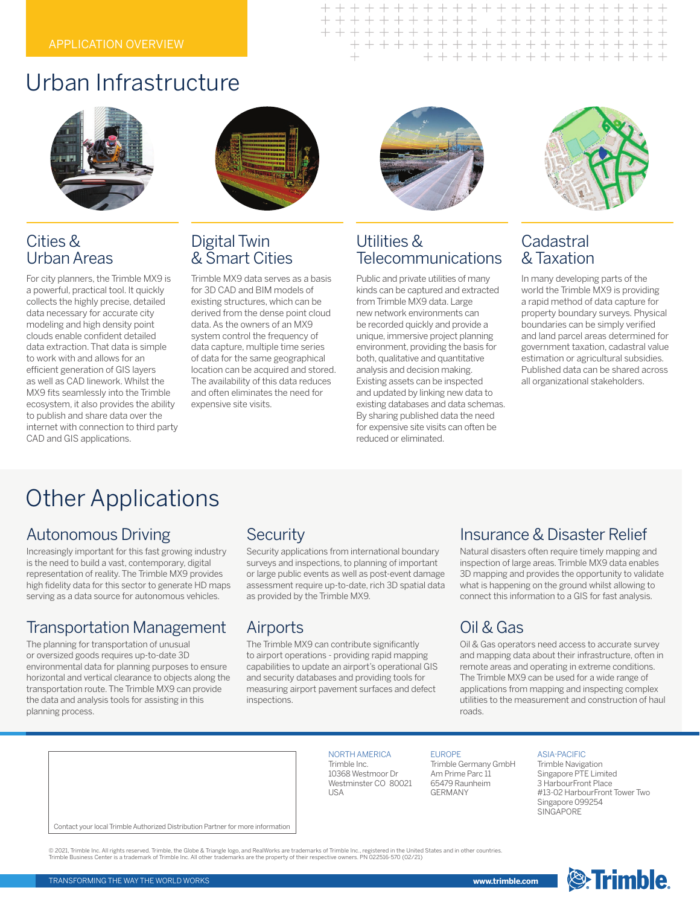APPLICATION OVERVIEW

# Urban Infrastructure

## Cities & Urban Areas

For city planners, the Trimble MX9 is a powerful, practical tool. It quickly collects the highly precise, detailed data necessary for accurate city modeling and high density point clouds enable confident detailed data extraction. That data is simple to work with and allows for an efficient generation of GIS layers as well as CAD linework. Whilst the MX9 fits seamlessly into the Trimble ecosystem, it also provides the ability to publish and share data over the internet with connection to third party CAD and GIS applications.

## Digital Twin & Smart Cities

Trimble MX9 data serves as a basis for 3D CAD and BIM models of existing structures, which can be derived from the dense point cloud data. As the owners of an MX9 system control the frequency of data capture, multiple time series of data for the same geographical location can be acquired and stored. The availability of this data reduces and often eliminates the need for expensive site visits.

## Utilities & Telecommunications

Public and private utilities of many kinds can be captured and extracted from Trimble MX9 data. Large new network environments can be recorded quickly and provide a unique, immersive project planning environment, providing the basis for both, qualitative and quantitative analysis and decision making. Existing assets can be inspected and updated by linking new data to existing databases and data schemas. By sharing published data the need for expensive site visits can often be reduced or eliminated.

## Cadastral & Taxation

In many developing parts of the world the Trimble MX9 is providing a rapid method of data capture for property boundary surveys. Physical boundaries can be simply verified and land parcel areas determined for government taxation, cadastral value estimation or agricultural subsidies. Published data can be shared across all organizational stakeholders.

# Other Applications

## Autonomous Driving

Increasingly important for this fast growing industry is the need to build a vast, contemporary, digital representation of reality. The Trimble MX9 provides high fidelity data for this sector to generate HD maps serving as a data source for autonomous vehicles.

## Security

Security applications from international boundary surveys and inspections, to planning of important or large public events as well as post-event damage assessment require up-to-date, rich 3D spatial data as provided by the Trimble MX9.

## Insurance & Disaster Relief

Natural disasters often require timely mapping and inspection of large areas. Trimble MX9 data enables 3D mapping and provides the opportunity to validate what is happening on the ground whilst allowing to connect this information to a GIS for fast analysis.

## Transportation Management

The planning for transportation of unusual or oversized goods requires up-to-date 3D environmental data for planning purposes to ensure horizontal and vertical clearance to objects along the transportation route. The Trimble MX9 can provide the data and analysis tools for assisting in this planning process.

## Airports

The Trimble MX9 can contribute significantly to airport operations - providing rapid mapping capabilities to update an airport's operational GIS and security databases and providing tools for measuring airport pavement surfaces and defect inspections.

## Oil & Gas

Oil & Gas operators need access to accurate survey and mapping data about their infrastructure, often in remote areas and operating in extreme conditions. The Trimble MX9 can be used for a wide range of applications from mapping and inspecting complex utilities to the measurement and construction of haul roads.

Contact your local Trimble Authorized Distribution Partner for more information

NORTH AMERICA
Trimble Inc.
10368 Westmoor Dr
Westminster CO 80021
USA

EUROPE
Trimble Germany GmbH
Am Prime Parc 11
65479 Raunheim
GERMANY

ASIA-PACIFIC
Trimble Navigation
Singapore PTE Limited
3 HarbourFront Place
#13-02 HarbourFront Tower Two
Singapore 099254
SINGAPORE

© 2021, Trimble Inc. All rights reserved. Trimble, the Globe & Triangle logo, and RealWorks are trademarks of Trimble Inc., registered in the United States and in other countries. Trimble Business Center is a trademark of Trimble Inc. All other trademarks are the property of their respective owners. PN 022516-570 (02/21)

TRANSFORMING THE WAY THE WORLD WORKS

www.trimble.com

Trimble.